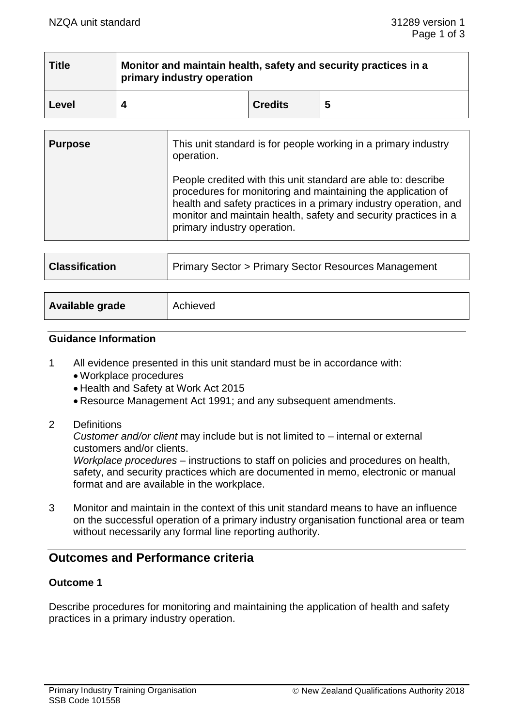| Title | Monitor and maintain health, safety and security practices in a primary industry operation | | |
| --- | --- | --- | --- |
| **Level** | **4** | **Credits** | **5** |

| Purpose | This unit standard is for people working in a primary industry operation.<br><br>People credited with this unit standard are able to: describe procedures for monitoring and maintaining the application of health and safety practices in a primary industry operation, and monitor and maintain health, safety and security practices in a primary industry operation. |
| --- | --- |

| Classification | Primary Sector > Primary Sector Resources Management |
| --- | --- |

| Available grade | Achieved |
| --- | --- |

### Guidance Information

1 All evidence presented in this unit standard must be in accordance with:
- Workplace procedures
- Health and Safety at Work Act 2015
- Resource Management Act 1991; and any subsequent amendments.

2 Definitions

*Customer and/or client* may include but is not limited to – internal or external customers and/or clients.

*Workplace procedures* – instructions to staff on policies and procedures on health, safety, and security practices which are documented in memo, electronic or manual format and are available in the workplace.

3 Monitor and maintain in the context of this unit standard means to have an influence on the successful operation of a primary industry organisation functional area or team without necessarily any formal line reporting authority.

## Outcomes and Performance criteria

### Outcome 1

Describe procedures for monitoring and maintaining the application of health and safety practices in a primary industry operation.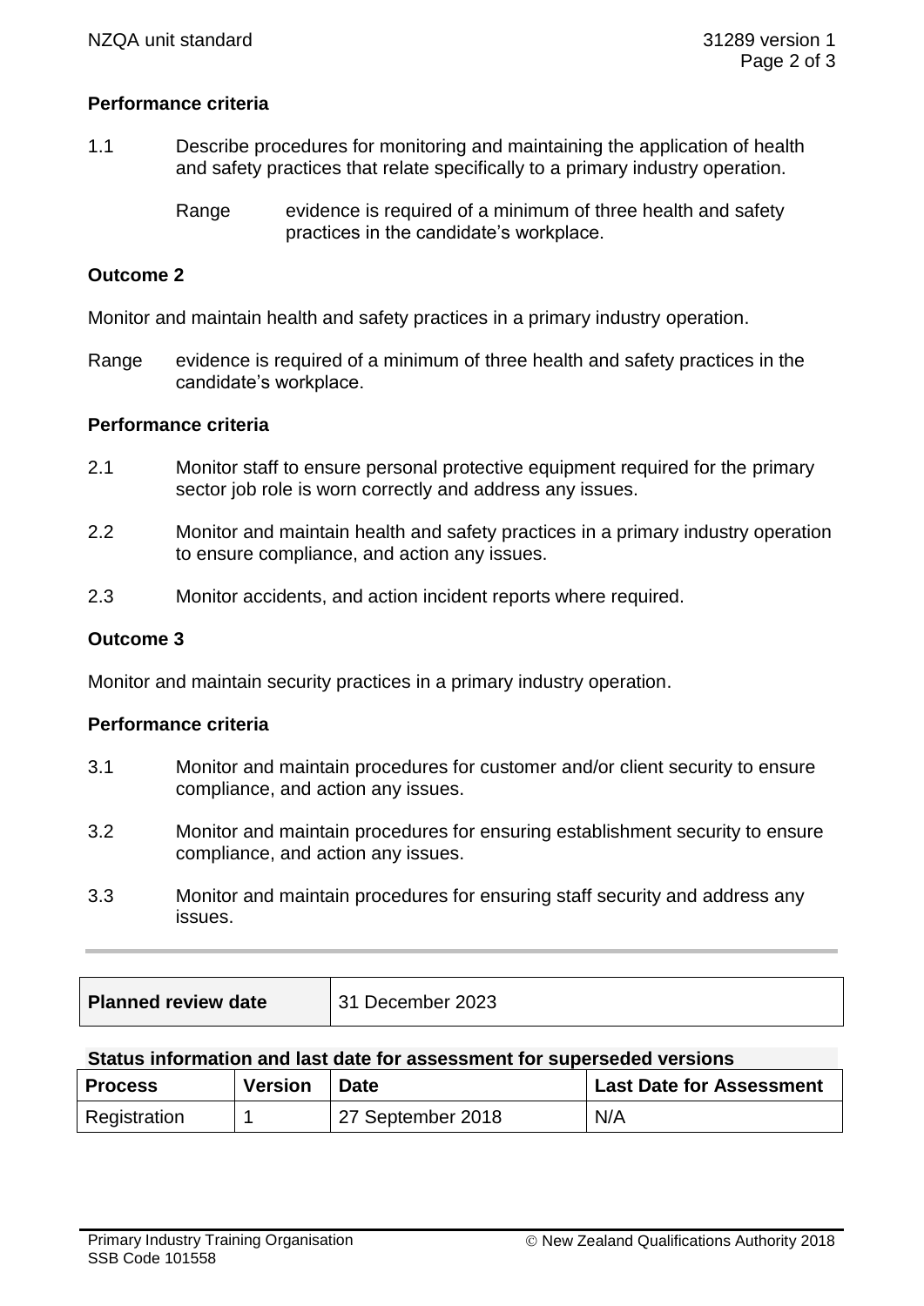**Performance criteria**

1.1 Describe procedures for monitoring and maintaining the application of health and safety practices that relate specifically to a primary industry operation.

Range evidence is required of a minimum of three health and safety practices in the candidate's workplace.

**Outcome 2**

Monitor and maintain health and safety practices in a primary industry operation.

Range evidence is required of a minimum of three health and safety practices in the candidate's workplace.

**Performance criteria**

2.1 Monitor staff to ensure personal protective equipment required for the primary sector job role is worn correctly and address any issues.

2.2 Monitor and maintain health and safety practices in a primary industry operation to ensure compliance, and action any issues.

2.3 Monitor accidents, and action incident reports where required.

**Outcome 3**

Monitor and maintain security practices in a primary industry operation.

**Performance criteria**

3.1 Monitor and maintain procedures for customer and/or client security to ensure compliance, and action any issues.

3.2 Monitor and maintain procedures for ensuring establishment security to ensure compliance, and action any issues.

3.3 Monitor and maintain procedures for ensuring staff security and address any issues.

| **Planned review date** | 31 December 2023 |
|---|---|

**Status information and last date for assessment for superseded versions**

| Process | Version | Date | Last Date for Assessment |
|---|---|---|---|
| Registration | 1 | 27 September 2018 | N/A |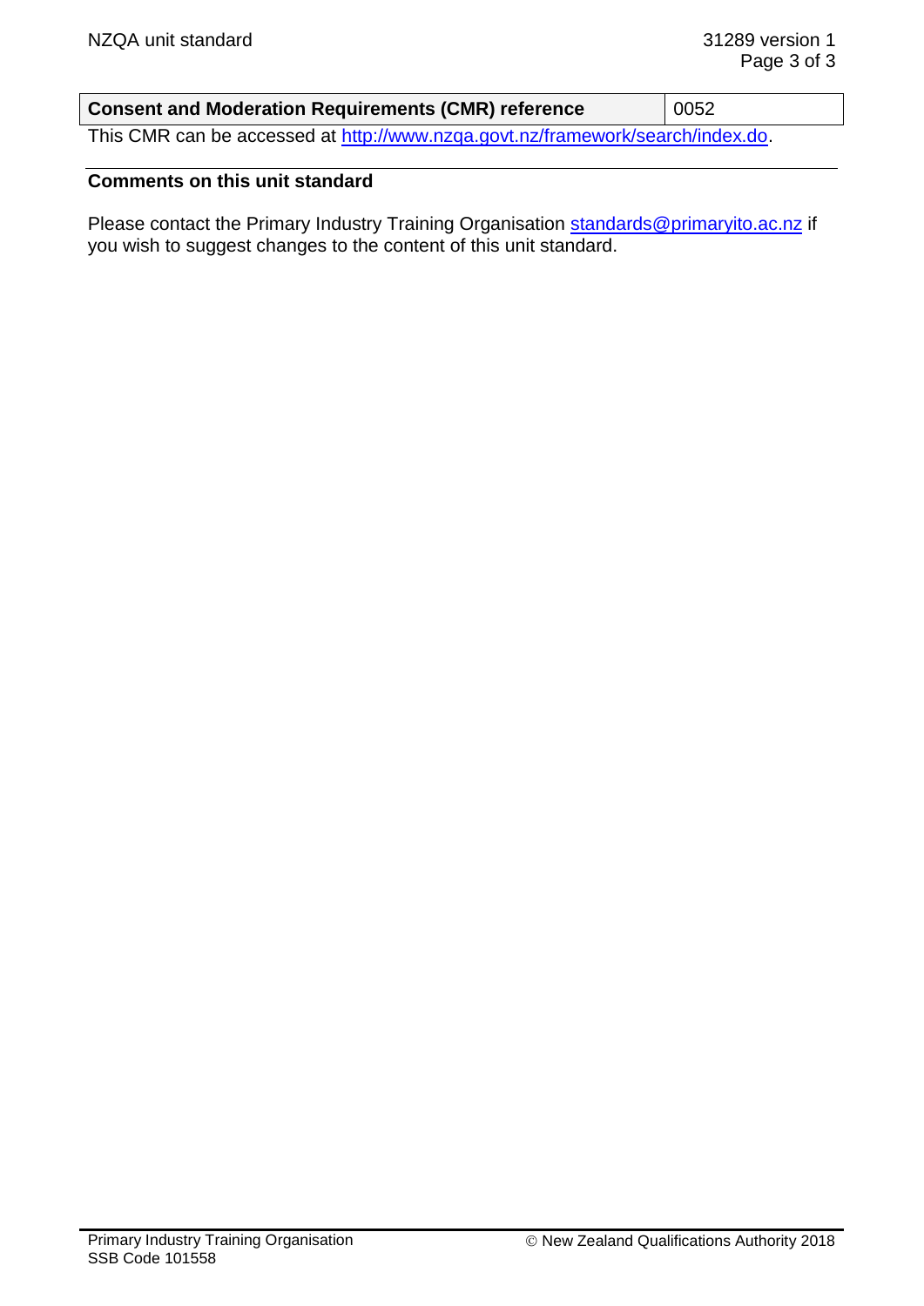| Consent and Moderation Requirements (CMR) reference | 0052 |
| --- | --- |

This CMR can be accessed at http://www.nzqa.govt.nz/framework/search/index.do.

**Comments on this unit standard**

Please contact the Primary Industry Training Organisation standards@primaryito.ac.nz if you wish to suggest changes to the content of this unit standard.